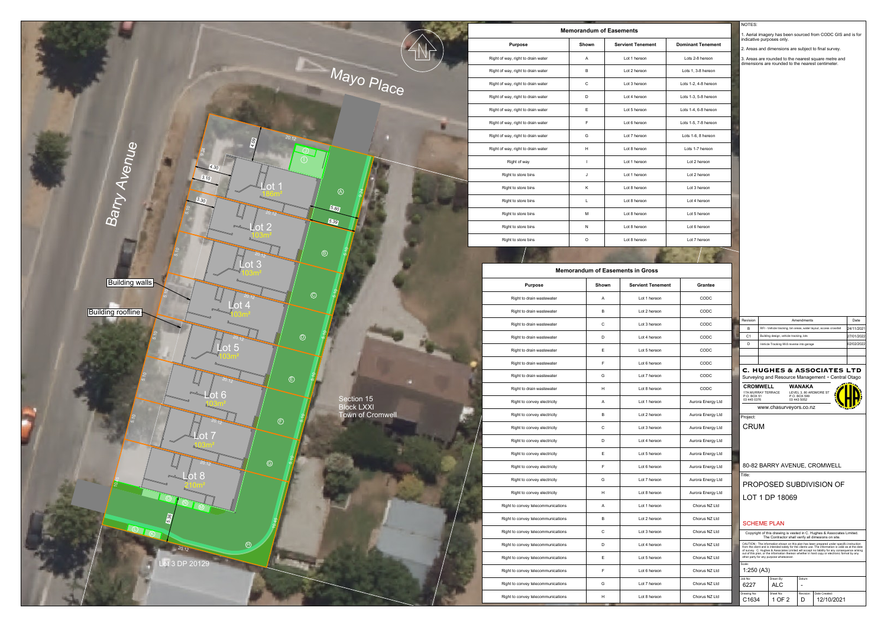## Memorandum of Easements

| Purpose | Shown | Servient Tenement | Dominant Tenement |
|---|---|---|---|
| Right of way, right to drain water | A | Lot 1 hereon | Lots 2-8 hereon |
| Right of way, right to drain water | B | Lot 2 hereon | Lots 1, 3-8 hereon |
| Right of way, right to drain water | C | Lot 3 hereon | Lots 1-2, 4-8 hereon |
| Right of way, right to drain water | D | Lot 4 hereon | Lots 1-3, 5-8 hereon |
| Right of way, right to drain water | E | Lot 5 hereon | Lots 1-4, 6-8 hereon |
| Right of way, right to drain water | F | Lot 6 hereon | Lots 1-5, 7-8 hereon |
| Right of way, right to drain water | G | Lot 7 hereon | Lots 1-6, 8 hereon |
| Right of way, right to drain water | H | Lot 8 hereon | Lots 1-7 hereon |
| Right of way | I | Lot 1 hereon | Lot 2 hereon |
| Right to store bins | J | Lot 1 hereon | Lot 2 hereon |
| Right to store bins | K | Lot 8 hereon | Lot 3 hereon |
| Right to store bins | L | Lot 8 hereon | Lot 4 hereon |
| Right to store bins | M | Lot 8 hereon | Lot 5 hereon |
| Right to store bins | N | Lot 8 hereon | Lot 6 hereon |
| Right to store bins | O | Lot 8 hereon | Lot 7 hereon |

## Memorandum of Easements in Gross

| Purpose | Shown | Servient Tenement | Grantee |
|---|---|---|---|
| Right to drain wastewater | A | Lot 1 hereon | CODC |
| Right to drain wastewater | B | Lot 2 hereon | CODC |
| Right to drain wastewater | C | Lot 3 hereon | CODC |
| Right to drain wastewater | D | Lot 4 hereon | CODC |
| Right to drain wastewater | E | Lot 5 hereon | CODC |
| Right to drain wastewater | F | Lot 6 hereon | CODC |
| Right to drain wastewater | G | Lot 7 hereon | CODC |
| Right to drain wastewater | H | Lot 8 hereon | CODC |
| Right to convey electricity | A | Lot 1 hereon | Aurora Energy Ltd |
| Right to convey electricity | B | Lot 2 hereon | Aurora Energy Ltd |
| Right to convey electricity | C | Lot 3 hereon | Aurora Energy Ltd |
| Right to convey electricity | D | Lot 4 hereon | Aurora Energy Ltd |
| Right to convey electricity | E | Lot 5 hereon | Aurora Energy Ltd |
| Right to convey electricity | F | Lot 6 hereon | Aurora Energy Ltd |
| Right to convey electricity | G | Lot 7 hereon | Aurora Energy Ltd |
| Right to convey electricity | H | Lot 8 hereon | Aurora Energy Ltd |
| Right to convey telecommunications | A | Lot 1 hereon | Chorus NZ Ltd |
| Right to convey telecommunications | B | Lot 2 hereon | Chorus NZ Ltd |
| Right to convey telecommunications | C | Lot 3 hereon | Chorus NZ Ltd |
| Right to convey telecommunications | D | Lot 4 hereon | Chorus NZ Ltd |
| Right to convey telecommunications | E | Lot 5 hereon | Chorus NZ Ltd |
| Right to convey telecommunications | F | Lot 6 hereon | Chorus NZ Ltd |
| Right to convey telecommunications | G | Lot 7 hereon | Chorus NZ Ltd |
| Right to convey telecommunications | H | Lot 8 hereon | Chorus NZ Ltd |

Mayo Place

Barry Avenue

Building walls

Building roofline

Lot 1 186m²

Lot 2 103m²

Lot 3 103m²

Lot 4 103m²

Lot 5 103m²

Lot 6 103m²

Lot 7 103m²

Lot 8 210m²

Section 15
Block LXXI
Town of Cromwell

Lot 3 DP 20129

NOTES:

1. Aerial imagery has been sourced from CODC GIS and is for indicative purposes only.
2. Areas and dimensions are subject to final survey.
3. Areas are rounded to the nearest square metre and dimensions are rounded to the nearest centimeter.

| Revision | Amendments | Date |
|---|---|---|
| B | RFI - Vehicle tracking, bin areas, water layout, access crossfall | 24/11/2021 |
| C1 | Building design, vehicle tracking, lots | 27/01/2022 |
| D | Vehicle Tracking 99.8 reverse into garage | 02/02/2022 |

**C. HUGHES & ASSOCIATES LTD**
Surveying and Resource Management • Central Otago

**CROMWELL**
17A MURRAY TERRACE
P.O. BOX 51
03 445 0376

**WANAKA**
LEVEL 3, 80 ARDMORE ST
P.O. BOX 599
03 443 5052

www.chasurveyors.co.nz

Project:
CRUM

80-82 BARRY AVENUE, CROMWELL

Title:
PROPOSED SUBDIVISION OF
LOT 1 DP 18069

SCHEME PLAN

Copyright of this drawing is vested in C. Hughes & Associates Limited. The Contractor shall verify all dimensions on site.

CAUTION - The information shown on this plan has been prepared under specific instruction from the client and is intended solely for the clients use. The information is valid as at the date of survey. C. Hughes & Associates Limited will accept no liability for any consequence arising out of this plan, or the information thereon whether in hard copy or electronic format by any other party for any purpose whatsoever.

Scale: 1:250 (A3)

| Job No: | Drawn By: | Datum: | |
|---|---|---|---|
| 6227 | ALC | - | |
| Drawing No: | Sheet No: | Revision: | Date Created: |
| C1634 | 1 OF 2 | D | 12/10/2021 |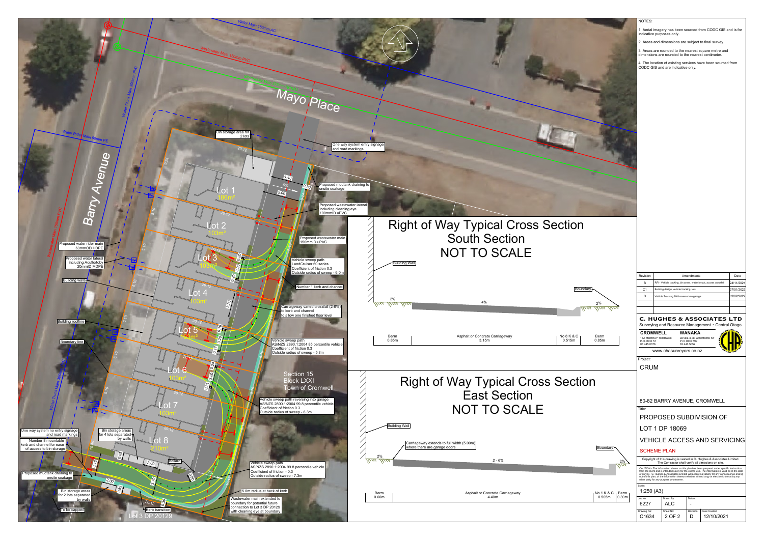# Right of Way Typical Cross Section
# South Section
# NOT TO SCALE

Building Wall

Boundary

2% — 4% — 2%

| Berm | Asphalt or Concrete Carriageway | No 8 K & C | Berm |
|---|---|---|---|
| 0.85m | 3.15m | 0.515m | 0.85m |

# Right of Way Typical Cross Section
# East Section
# NOT TO SCALE

Building Wall

Carriageway extends to full width (5.00m) where there are garage doors

Boundary

2% — 2 - 6% — 2%

| Berm | Asphalt or Concrete Carriageway | No 1 K & C | Berm |
|---|---|---|---|
| 0.60m | 4.40m | 0.505m | 0.30m |

Mayo Place

Barry Avenue

Water Main 150mm AC

Wastewater Main 150mm PVC

Water Trunk Main 300mm PVC

Water Rider Main 50mm PE

Wastewater Main 150mm PVC

Water Trunk Main 300mm AC

Lot 1 186m²

Lot 2 103m²

Lot 3 103m²

Lot 4 103m²

Lot 5 103m²

Lot 6 103m²

Lot 7 103m²

Lot 8 210m²

Lot 3 DP 20129

Section 15
Block LXXI
Town of Cromwell

- Bin storage area for 2 lots
- One way system entry signage and road markings
- Proposed mudtank draining to onsite soakage
- Proposed wastewater lateral including cleaning eye 100mmID uPVC
- Proposed wastewater main 150mmID uPVC
- Vehicle sweep path LandCruiser 60 series Coefficient of friction 0.3 Outside radius of sweep - 6.0m
- Number 1 kerb and channel
- Carriageway varied crossfall (2-6%) to kerb and channel to allow one finished floor level
- Vehicle sweep path AS/NZS 2890.1:2004 85 percentile vehicle Coefficient of friction 0.3 Outside radius of sweep - 5.8m
- Vehicle sweep path reversing into garage AS/NZS 2890.1:2004 99.8 percentile vehicle Coefficient of friction 0.3 Outside radius of sweep - 6.3m
- Vehicle sweep path AS/NZS 2890.1:2004 99.8 percentile vehicle Coefficient of friction - 0.3 Outside radius of sweep - 7.3m
- 5.0m radius at back of kerb
- Wastewater main extended to boundary for potential future connection to Lot 3 DP 20129 with cleaning eye at boundary
- Proposed water rider main 63mmOD HDPE
- Proposed water lateral including Acuflo/toby 20mmID MDPE
- Building walls
- Building roofline
- Boundary line
- One way system no entry signage and road markings
- Number 8 mountable kerb and channel for ease of access to bin storage
- Bin storage areas for 4 lots separated by walls
- Bollard
- Proposed mudtank draining to onsite soakage
- Bin storage areas for 2 lots separated by walls
- To be capped
- Kerb transition

## NOTES:

1. Aerial imagery has been sourced from CODC GIS and is for indicative purposes only.
2. Areas and dimensions are subject to final survey.
3. Areas are rounded to the nearest square metre and dimensions are rounded to the nearest centimeter.
4. The location of existing services have been sourced from CODC GIS and are indicative only.

| Revision | Amendments | Date |
|---|---|---|
| B | RFI - Vehicle tracking, bin areas, water layout, access crossfall | 24/11/2021 |
| C1 | Building design, vehicle tracking, lots | 27/01/2022 |
| D | Vehicle Tracking 99.8 reverse into garage | 02/02/2022 |

**C. HUGHES & ASSOCIATES LTD**
Surveying and Resource Management • Central Otago

**CROMWELL**
17A MURRAY TERRACE
P.O. BOX 51
03 445 0376

**WANAKA**
LEVEL 3, 80 ARDMORE ST
P.O. BOX 599
03 443 5052

www.chasurveyors.co.nz

Project:
CRUM

80-82 BARRY AVENUE, CROMWELL

Title:
PROPOSED SUBDIVISION OF
LOT 1 DP 18069
VEHICLE ACCESS AND SERVICING
SCHEME PLAN

Copyright of this drawing is vested in C. Hughes & Associates Limited. The Contractor shall verify all dimensions on site.

CAUTION - The information shown on this plan has been prepared under specific instruction from the client and is intended solely for the clients use. The information is valid as at the date of survey. C. Hughes & Associates Limited will accept no liability for any consequence arising out of this plan, or the information thereon whether in hard copy or electronic format by any other party for any purpose whatsoever.

Scale: 1:250 (A3)

| Job No: | Drawn By: | Datum: |
|---|---|---|
| 6227 | ALC | - |

| Drawing No: | Sheet No: | Revision: | Date Created: |
|---|---|---|---|
| C1634 | 2 OF 2 | D | 12/10/2021 |